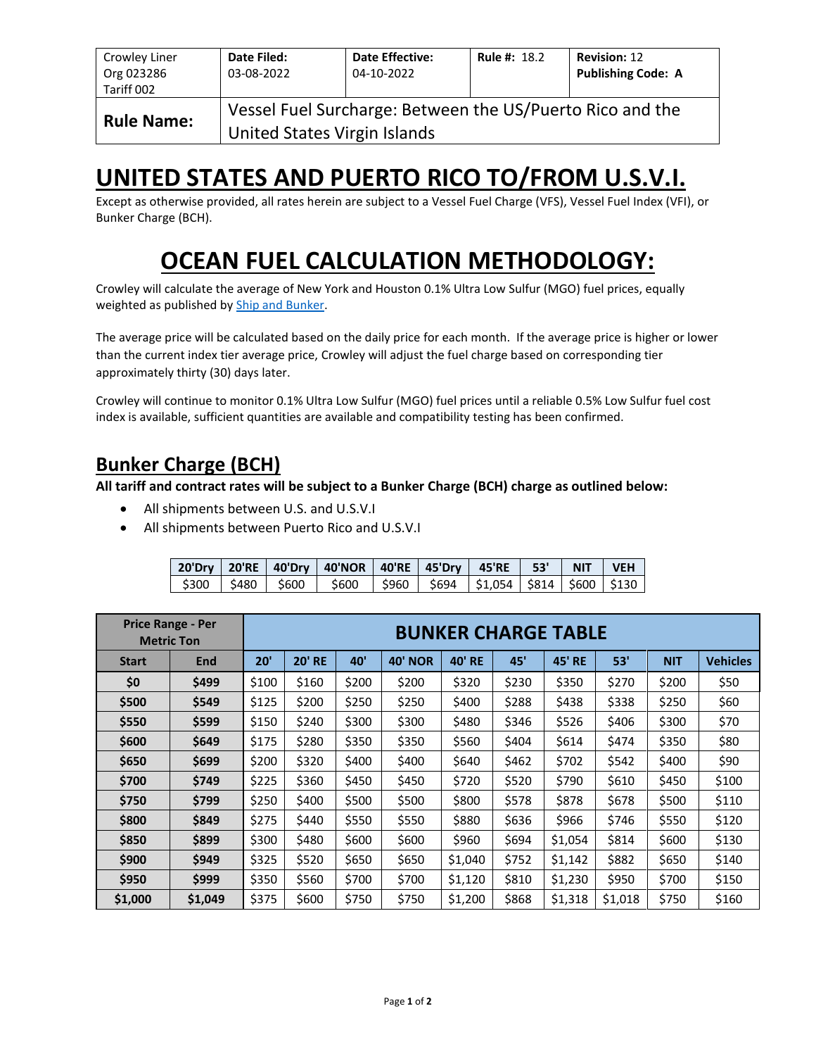| Crowley Liner Org 023286 Tariff 002 | **Date Filed:** 03-08-2022 | **Date Effective:** 04-10-2022 | **Rule #:** 18.2 | **Revision:** 12 **Publishing Code: A** |
|---|---|---|---|---|
| **Rule Name:** | Vessel Fuel Surcharge: Between the US/Puerto Rico and the United States Virgin Islands | | | |

# UNITED STATES AND PUERTO RICO TO/FROM U.S.V.I.

Except as otherwise provided, all rates herein are subject to a Vessel Fuel Charge (VFS), Vessel Fuel Index (VFI), or Bunker Charge (BCH).

# OCEAN FUEL CALCULATION METHODOLOGY:

Crowley will calculate the average of New York and Houston 0.1% Ultra Low Sulfur (MGO) fuel prices, equally weighted as published by [Ship and Bunker](Ship and Bunker).

The average price will be calculated based on the daily price for each month. If the average price is higher or lower than the current index tier average price, Crowley will adjust the fuel charge based on corresponding tier approximately thirty (30) days later.

Crowley will continue to monitor 0.1% Ultra Low Sulfur (MGO) fuel prices until a reliable 0.5% Low Sulfur fuel cost index is available, sufficient quantities are available and compatibility testing has been confirmed.

## Bunker Charge (BCH)

**All tariff and contract rates will be subject to a Bunker Charge (BCH) charge as outlined below:**

- All shipments between U.S. and U.S.V.I
- All shipments between Puerto Rico and U.S.V.I

| 20'Dry | 20'RE | 40'Dry | 40'NOR | 40'RE | 45'Dry | 45'RE | 53' | NIT | VEH |
|---|---|---|---|---|---|---|---|---|---|
| $300 | $480 | $600 | $600 | $960 | $694 | $1,054 | $814 | $600 | $130 |

| Price Range - Per Metric Ton | | BUNKER CHARGE TABLE | | | | | | | | | |
|---|---|---|---|---|---|---|---|---|---|---|---|
| **Start** | **End** | **20'** | **20' RE** | **40'** | **40' NOR** | **40' RE** | **45'** | **45' RE** | **53'** | **NIT** | **Vehicles** |
| **$0** | **$499** | $100 | $160 | $200 | $200 | $320 | $230 | $350 | $270 | $200 | $50 |
| **$500** | **$549** | $125 | $200 | $250 | $250 | $400 | $288 | $438 | $338 | $250 | $60 |
| **$550** | **$599** | $150 | $240 | $300 | $300 | $480 | $346 | $526 | $406 | $300 | $70 |
| **$600** | **$649** | $175 | $280 | $350 | $350 | $560 | $404 | $614 | $474 | $350 | $80 |
| **$650** | **$699** | $200 | $320 | $400 | $400 | $640 | $462 | $702 | $542 | $400 | $90 |
| **$700** | **$749** | $225 | $360 | $450 | $450 | $720 | $520 | $790 | $610 | $450 | $100 |
| **$750** | **$799** | $250 | $400 | $500 | $500 | $800 | $578 | $878 | $678 | $500 | $110 |
| **$800** | **$849** | $275 | $440 | $550 | $550 | $880 | $636 | $966 | $746 | $550 | $120 |
| **$850** | **$899** | $300 | $480 | $600 | $600 | $960 | $694 | $1,054 | $814 | $600 | $130 |
| **$900** | **$949** | $325 | $520 | $650 | $650 | $1,040 | $752 | $1,142 | $882 | $650 | $140 |
| **$950** | **$999** | $350 | $560 | $700 | $700 | $1,120 | $810 | $1,230 | $950 | $700 | $150 |
| **$1,000** | **$1,049** | $375 | $600 | $750 | $750 | $1,200 | $868 | $1,318 | $1,018 | $750 | $160 |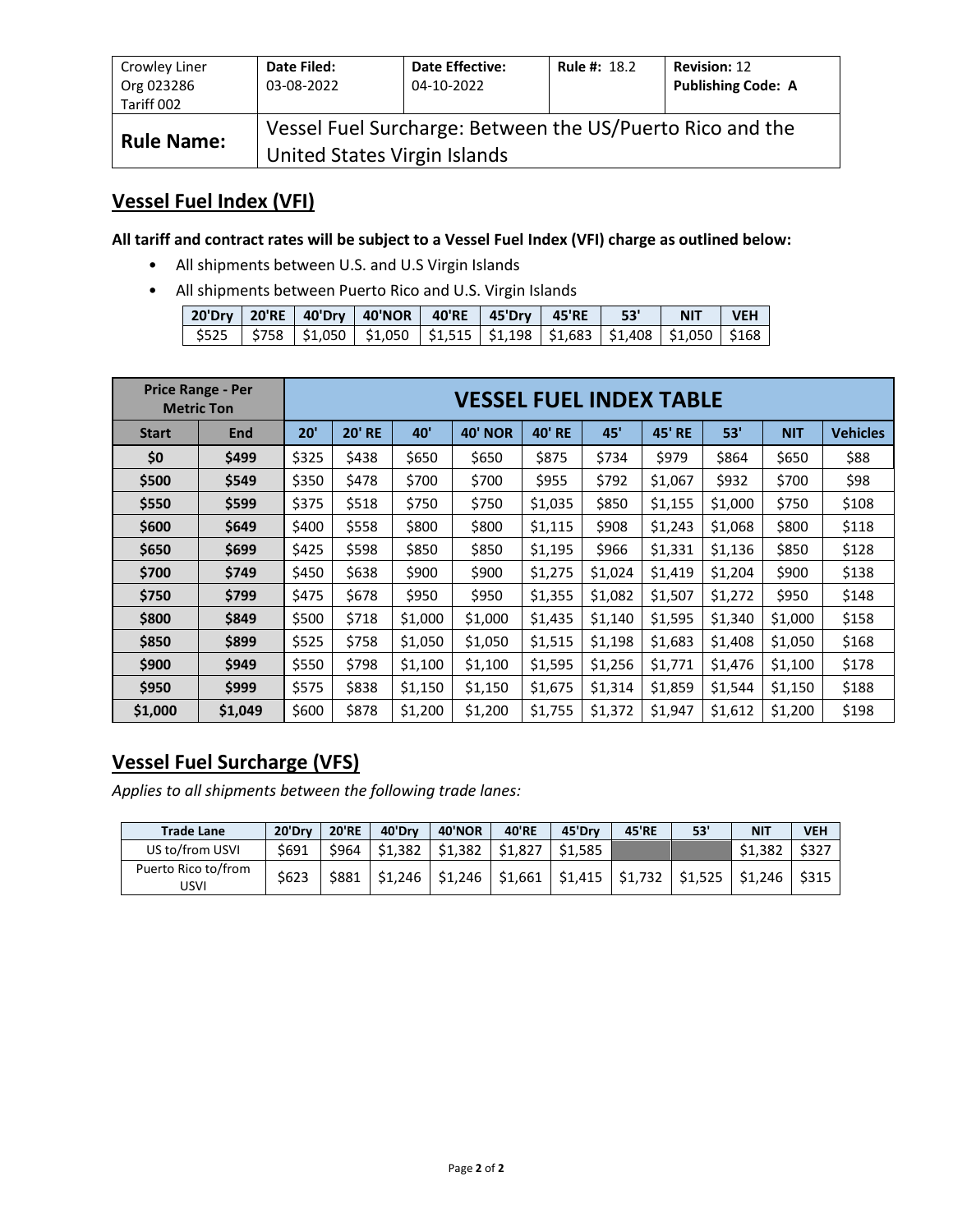| Crowley Liner Org 023286 Tariff 002 | **Date Filed:** 03-08-2022 | **Date Effective:** 04-10-2022 | **Rule #:** 18.2 | **Revision:** 12 **Publishing Code: A** |
|---|---|---|---|---|
| **Rule Name:** | Vessel Fuel Surcharge: Between the US/Puerto Rico and the United States Virgin Islands | | | |

## Vessel Fuel Index (VFI)

**All tariff and contract rates will be subject to a Vessel Fuel Index (VFI) charge as outlined below:**

- All shipments between U.S. and U.S Virgin Islands
- All shipments between Puerto Rico and U.S. Virgin Islands

| 20'Dry | 20'RE | 40'Dry | 40'NOR | 40'RE | 45'Dry | 45'RE | 53' | NIT | VEH |
|---|---|---|---|---|---|---|---|---|---|
| $525 | $758 | $1,050 | $1,050 | $1,515 | $1,198 | $1,683 | $1,408 | $1,050 | $168 |

| Price Range - Per Metric Ton | | VESSEL FUEL INDEX TABLE | | | | | | | | | |
|---|---|---|---|---|---|---|---|---|---|---|---|
| **Start** | **End** | **20'** | **20' RE** | **40'** | **40' NOR** | **40' RE** | **45'** | **45' RE** | **53'** | **NIT** | **Vehicles** |
| **$0** | **$499** | $325 | $438 | $650 | $650 | $875 | $734 | $979 | $864 | $650 | $88 |
| **$500** | **$549** | $350 | $478 | $700 | $700 | $955 | $792 | $1,067 | $932 | $700 | $98 |
| **$550** | **$599** | $375 | $518 | $750 | $750 | $1,035 | $850 | $1,155 | $1,000 | $750 | $108 |
| **$600** | **$649** | $400 | $558 | $800 | $800 | $1,115 | $908 | $1,243 | $1,068 | $800 | $118 |
| **$650** | **$699** | $425 | $598 | $850 | $850 | $1,195 | $966 | $1,331 | $1,136 | $850 | $128 |
| **$700** | **$749** | $450 | $638 | $900 | $900 | $1,275 | $1,024 | $1,419 | $1,204 | $900 | $138 |
| **$750** | **$799** | $475 | $678 | $950 | $950 | $1,355 | $1,082 | $1,507 | $1,272 | $950 | $148 |
| **$800** | **$849** | $500 | $718 | $1,000 | $1,000 | $1,435 | $1,140 | $1,595 | $1,340 | $1,000 | $158 |
| **$850** | **$899** | $525 | $758 | $1,050 | $1,050 | $1,515 | $1,198 | $1,683 | $1,408 | $1,050 | $168 |
| **$900** | **$949** | $550 | $798 | $1,100 | $1,100 | $1,595 | $1,256 | $1,771 | $1,476 | $1,100 | $178 |
| **$950** | **$999** | $575 | $838 | $1,150 | $1,150 | $1,675 | $1,314 | $1,859 | $1,544 | $1,150 | $188 |
| **$1,000** | **$1,049** | $600 | $878 | $1,200 | $1,200 | $1,755 | $1,372 | $1,947 | $1,612 | $1,200 | $198 |

## Vessel Fuel Surcharge (VFS)

*Applies to all shipments between the following trade lanes:*

| Trade Lane | 20'Dry | 20'RE | 40'Dry | 40'NOR | 40'RE | 45'Dry | 45'RE | 53' | NIT | VEH |
|---|---|---|---|---|---|---|---|---|---|---|
| US to/from USVI | $691 | $964 | $1,382 | $1,382 | $1,827 | $1,585 | | | $1,382 | $327 |
| Puerto Rico to/from USVI | $623 | $881 | $1,246 | $1,246 | $1,661 | $1,415 | $1,732 | $1,525 | $1,246 | $315 |